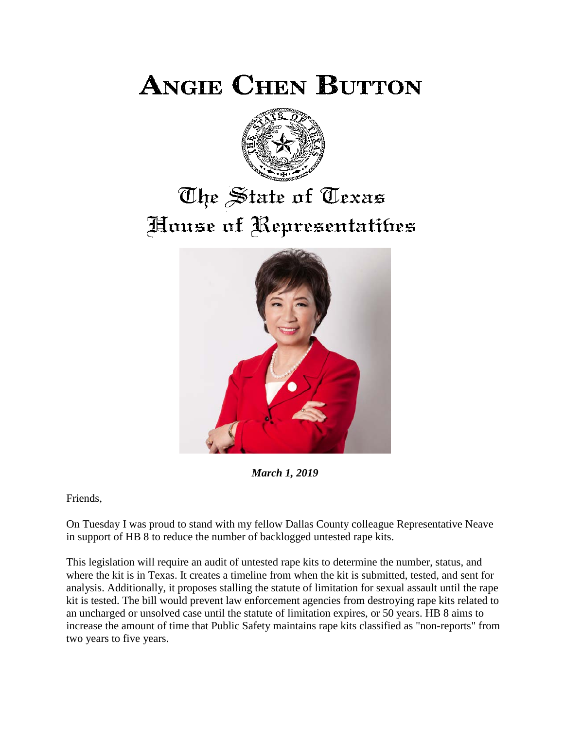# Angie Chen Button

## The State of Texas House of Representatives

***March 1, 2019***

Friends,

On Tuesday I was proud to stand with my fellow Dallas County colleague Representative Neave in support of HB 8 to reduce the number of backlogged untested rape kits.

This legislation will require an audit of untested rape kits to determine the number, status, and where the kit is in Texas. It creates a timeline from when the kit is submitted, tested, and sent for analysis. Additionally, it proposes stalling the statute of limitation for sexual assault until the rape kit is tested. The bill would prevent law enforcement agencies from destroying rape kits related to an uncharged or unsolved case until the statute of limitation expires, or 50 years. HB 8 aims to increase the amount of time that Public Safety maintains rape kits classified as "non-reports" from two years to five years.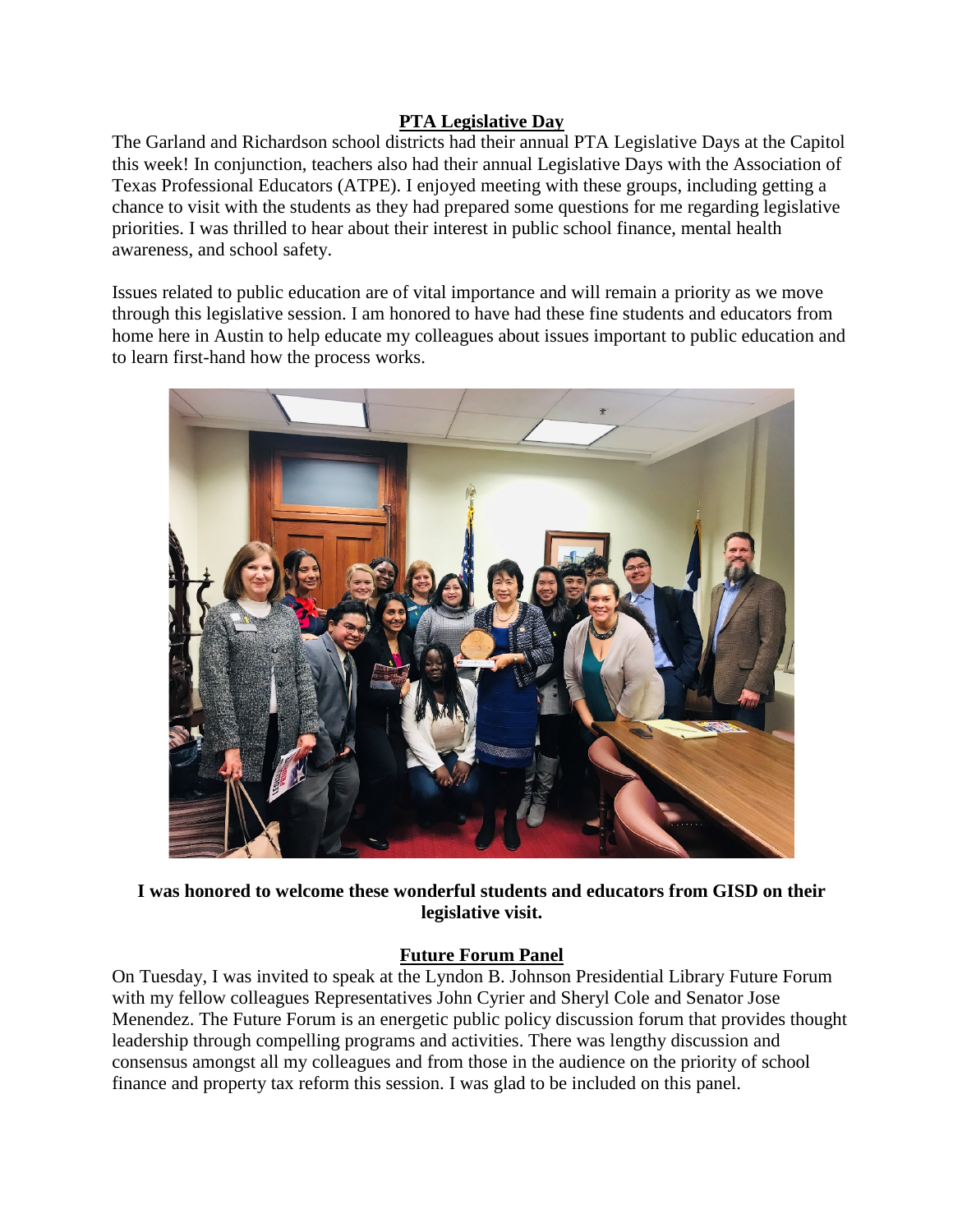## PTA Legislative Day

The Garland and Richardson school districts had their annual PTA Legislative Days at the Capitol this week! In conjunction, teachers also had their annual Legislative Days with the Association of Texas Professional Educators (ATPE). I enjoyed meeting with these groups, including getting a chance to visit with the students as they had prepared some questions for me regarding legislative priorities. I was thrilled to hear about their interest in public school finance, mental health awareness, and school safety.

Issues related to public education are of vital importance and will remain a priority as we move through this legislative session. I am honored to have had these fine students and educators from home here in Austin to help educate my colleagues about issues important to public education and to learn first-hand how the process works.

**I was honored to welcome these wonderful students and educators from GISD on their legislative visit.**

## Future Forum Panel

On Tuesday, I was invited to speak at the Lyndon B. Johnson Presidential Library Future Forum with my fellow colleagues Representatives John Cyrier and Sheryl Cole and Senator Jose Menendez. The Future Forum is an energetic public policy discussion forum that provides thought leadership through compelling programs and activities. There was lengthy discussion and consensus amongst all my colleagues and from those in the audience on the priority of school finance and property tax reform this session. I was glad to be included on this panel.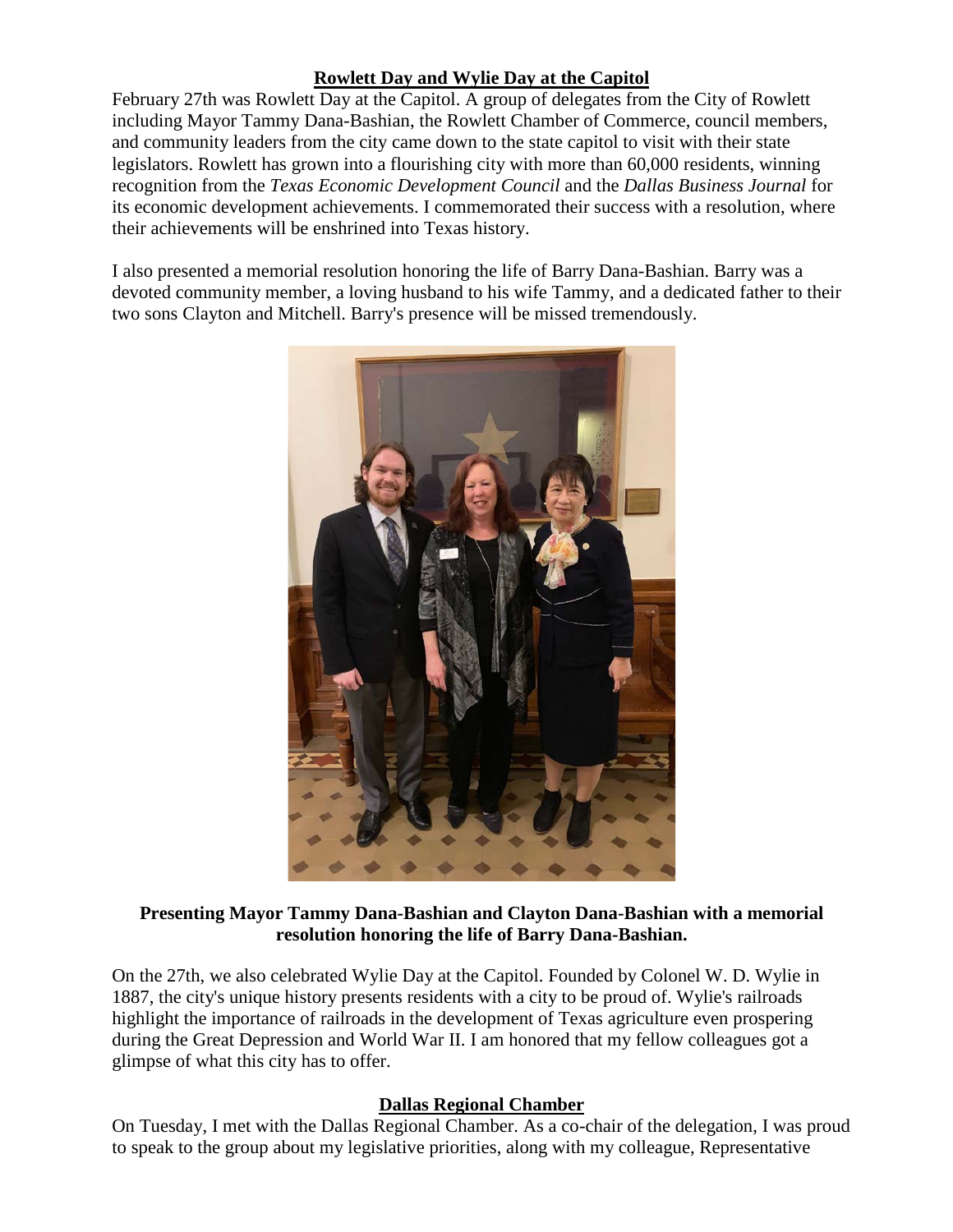## Rowlett Day and Wylie Day at the Capitol

February 27th was Rowlett Day at the Capitol. A group of delegates from the City of Rowlett including Mayor Tammy Dana-Bashian, the Rowlett Chamber of Commerce, council members, and community leaders from the city came down to the state capitol to visit with their state legislators. Rowlett has grown into a flourishing city with more than 60,000 residents, winning recognition from the *Texas Economic Development Council* and the *Dallas Business Journal* for its economic development achievements. I commemorated their success with a resolution, where their achievements will be enshrined into Texas history.

I also presented a memorial resolution honoring the life of Barry Dana-Bashian. Barry was a devoted community member, a loving husband to his wife Tammy, and a dedicated father to their two sons Clayton and Mitchell. Barry's presence will be missed tremendously.

**Presenting Mayor Tammy Dana-Bashian and Clayton Dana-Bashian with a memorial resolution honoring the life of Barry Dana-Bashian.**

On the 27th, we also celebrated Wylie Day at the Capitol. Founded by Colonel W. D. Wylie in 1887, the city's unique history presents residents with a city to be proud of. Wylie's railroads highlight the importance of railroads in the development of Texas agriculture even prospering during the Great Depression and World War II. I am honored that my fellow colleagues got a glimpse of what this city has to offer.

## Dallas Regional Chamber

On Tuesday, I met with the Dallas Regional Chamber. As a co-chair of the delegation, I was proud to speak to the group about my legislative priorities, along with my colleague, Representative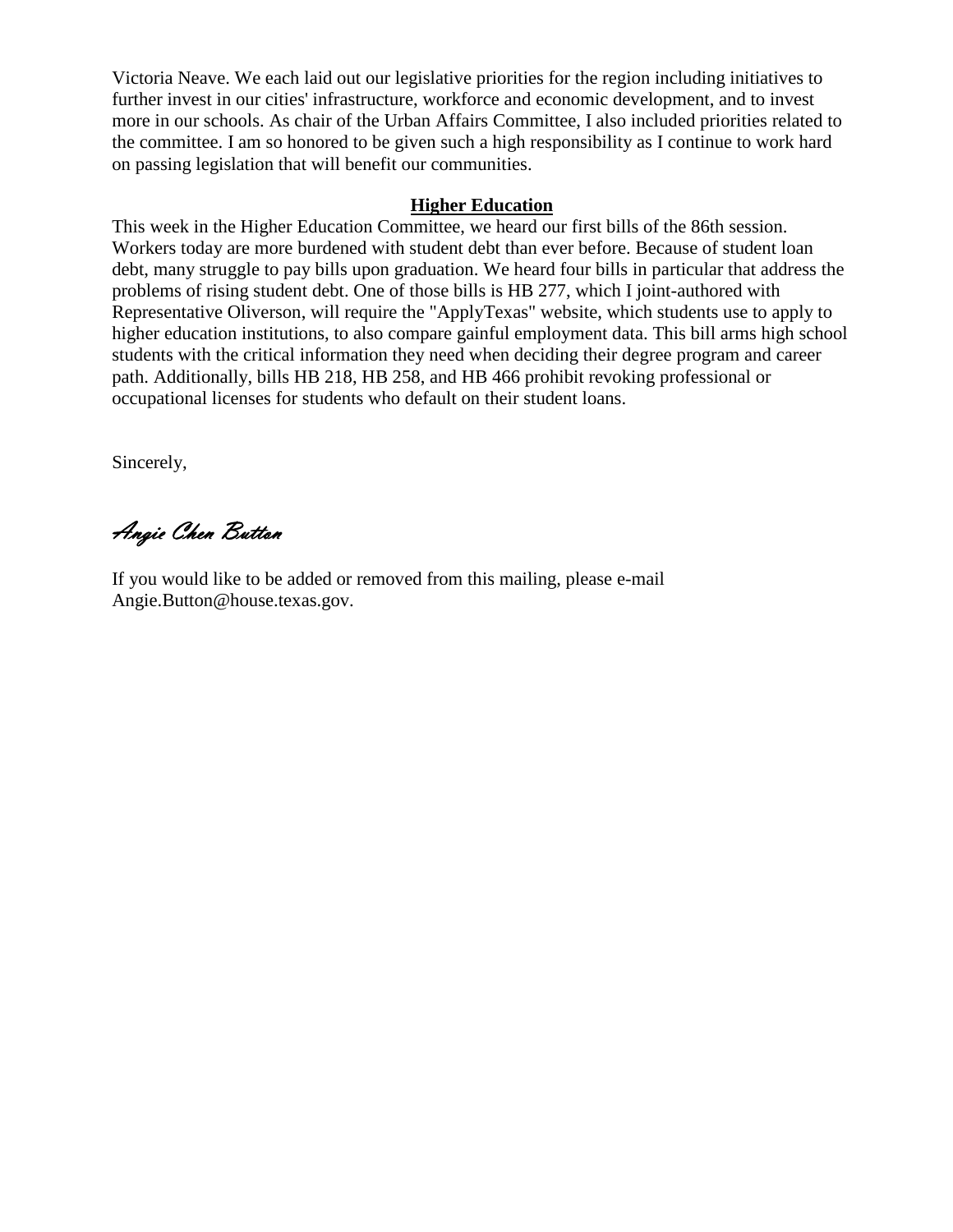Victoria Neave. We each laid out our legislative priorities for the region including initiatives to further invest in our cities' infrastructure, workforce and economic development, and to invest more in our schools. As chair of the Urban Affairs Committee, I also included priorities related to the committee. I am so honored to be given such a high responsibility as I continue to work hard on passing legislation that will benefit our communities.

## Higher Education

This week in the Higher Education Committee, we heard our first bills of the 86th session. Workers today are more burdened with student debt than ever before. Because of student loan debt, many struggle to pay bills upon graduation. We heard four bills in particular that address the problems of rising student debt. One of those bills is HB 277, which I joint-authored with Representative Oliverson, will require the "ApplyTexas" website, which students use to apply to higher education institutions, to also compare gainful employment data. This bill arms high school students with the critical information they need when deciding their degree program and career path. Additionally, bills HB 218, HB 258, and HB 466 prohibit revoking professional or occupational licenses for students who default on their student loans.

Sincerely,

*Angie Chen Button*

If you would like to be added or removed from this mailing, please e-mail Angie.Button@house.texas.gov.